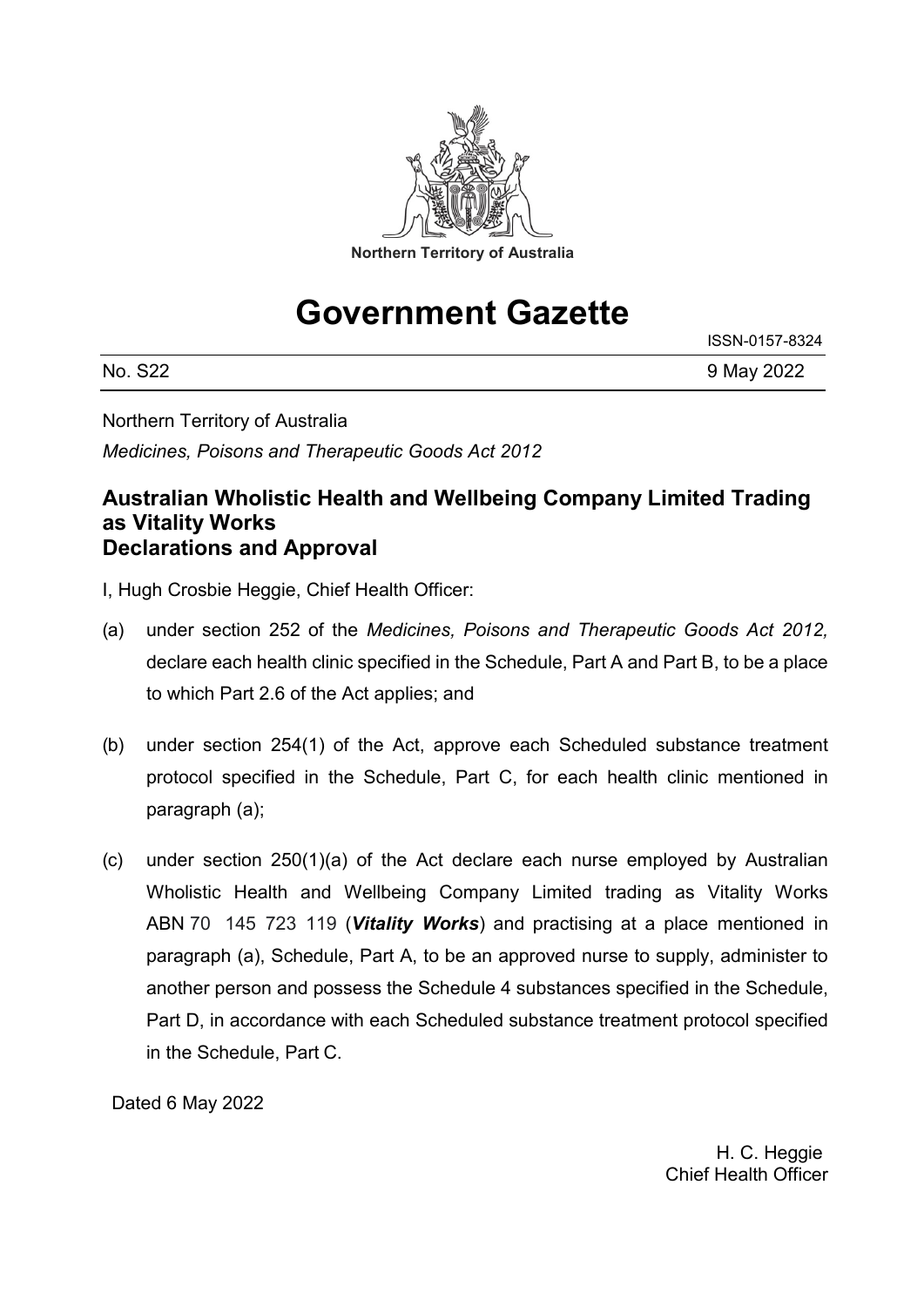Northern Territory of Australia

# Government Gazette

ISSN-0157-8324

No. S22 9 May 2022

Northern Territory of Australia

*Medicines, Poisons and Therapeutic Goods Act 2012*

## Australian Wholistic Health and Wellbeing Company Limited Trading as Vitality Works
## Declarations and Approval

I, Hugh Crosbie Heggie, Chief Health Officer:

(a) under section 252 of the *Medicines, Poisons and Therapeutic Goods Act 2012,* declare each health clinic specified in the Schedule, Part A and Part B, to be a place to which Part 2.6 of the Act applies; and

(b) under section 254(1) of the Act, approve each Scheduled substance treatment protocol specified in the Schedule, Part C, for each health clinic mentioned in paragraph (a);

(c) under section 250(1)(a) of the Act declare each nurse employed by Australian Wholistic Health and Wellbeing Company Limited trading as Vitality Works ABN 70 145 723 119 (***Vitality Works***) and practising at a place mentioned in paragraph (a), Schedule, Part A, to be an approved nurse to supply, administer to another person and possess the Schedule 4 substances specified in the Schedule, Part D, in accordance with each Scheduled substance treatment protocol specified in the Schedule, Part C.

Dated 6 May 2022

H. C. Heggie
Chief Health Officer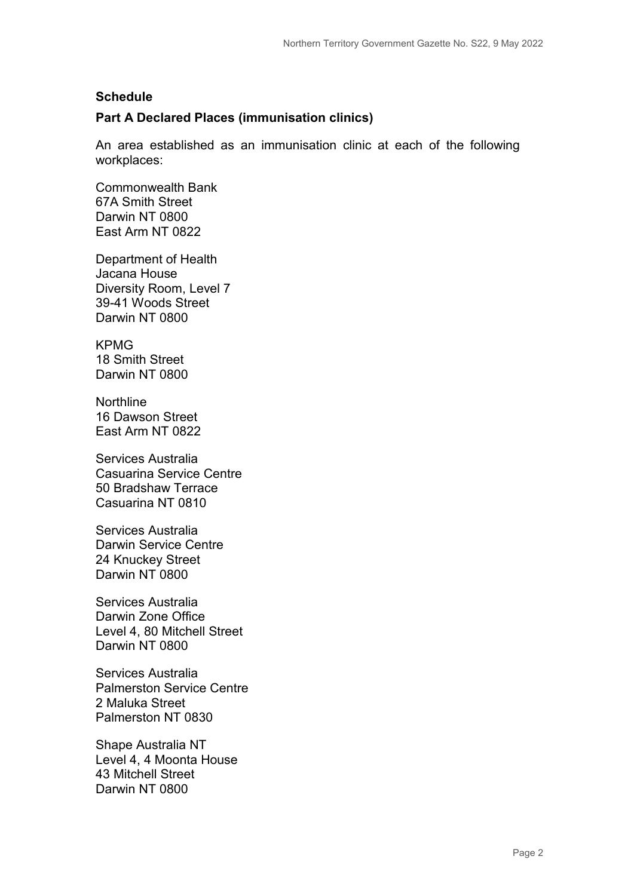**Schedule**

**Part A Declared Places (immunisation clinics)**

An area established as an immunisation clinic at each of the following workplaces:

Commonwealth Bank
67A Smith Street
Darwin NT 0800
East Arm NT 0822

Department of Health
Jacana House
Diversity Room, Level 7
39-41 Woods Street
Darwin NT 0800

KPMG
18 Smith Street
Darwin NT 0800

Northline
16 Dawson Street
East Arm NT 0822

Services Australia
Casuarina Service Centre
50 Bradshaw Terrace
Casuarina NT 0810

Services Australia
Darwin Service Centre
24 Knuckey Street
Darwin NT 0800

Services Australia
Darwin Zone Office
Level 4, 80 Mitchell Street
Darwin NT 0800

Services Australia
Palmerston Service Centre
2 Maluka Street
Palmerston NT 0830

Shape Australia NT
Level 4, 4 Moonta House
43 Mitchell Street
Darwin NT 0800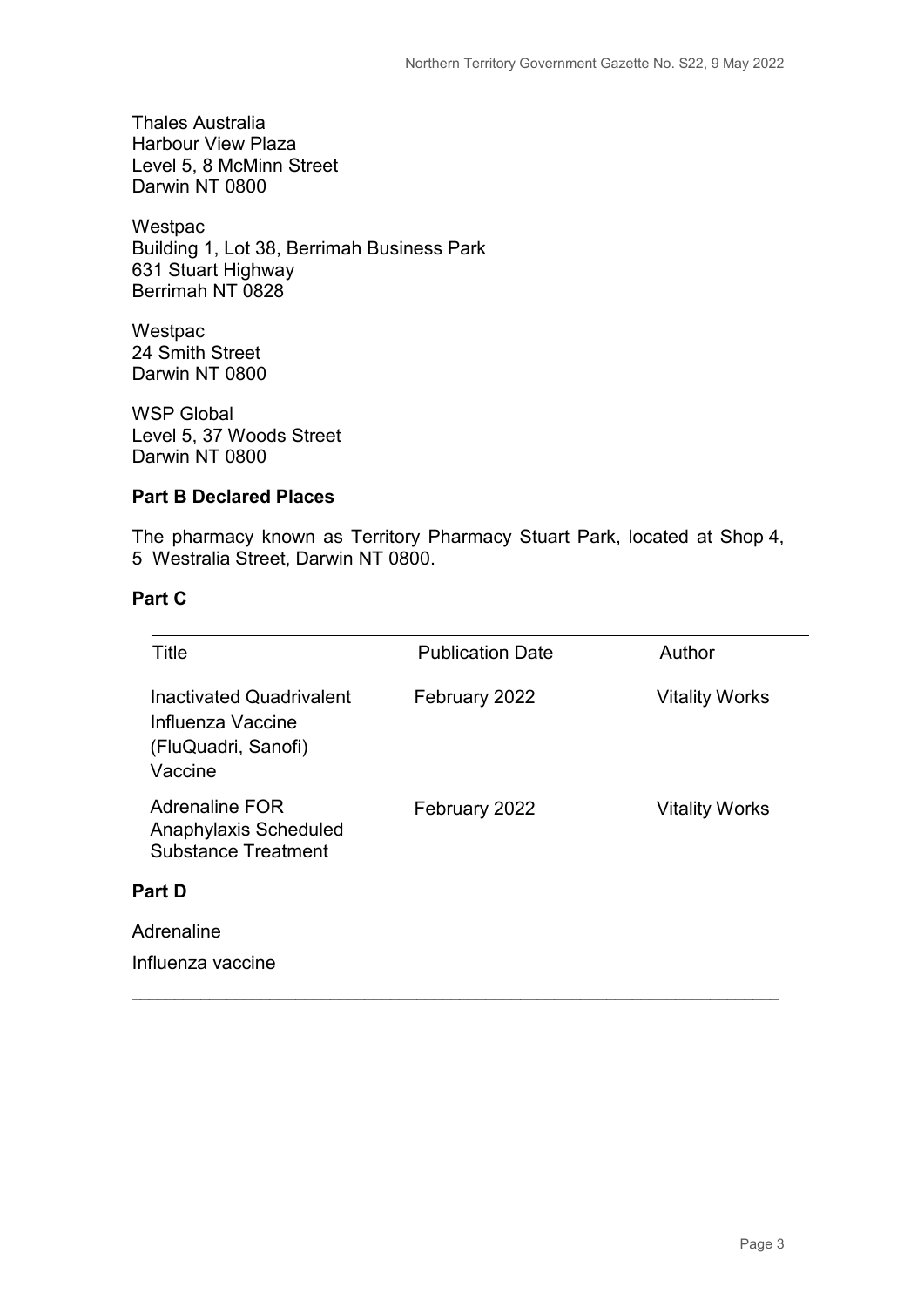Thales Australia
Harbour View Plaza
Level 5, 8 McMinn Street
Darwin NT 0800

Westpac
Building 1, Lot 38, Berrimah Business Park
631 Stuart Highway
Berrimah NT 0828

Westpac
24 Smith Street
Darwin NT 0800

WSP Global
Level 5, 37 Woods Street
Darwin NT 0800

**Part B Declared Places**

The pharmacy known as Territory Pharmacy Stuart Park, located at Shop 4, 5 Westralia Street, Darwin NT 0800.

**Part C**

| Title | Publication Date | Author |
|---|---|---|
| Inactivated Quadrivalent Influenza Vaccine (FluQuadri, Sanofi) Vaccine | February 2022 | Vitality Works |
| Adrenaline FOR Anaphylaxis Scheduled Substance Treatment | February 2022 | Vitality Works |

**Part D**

Adrenaline

Influenza vaccine

---